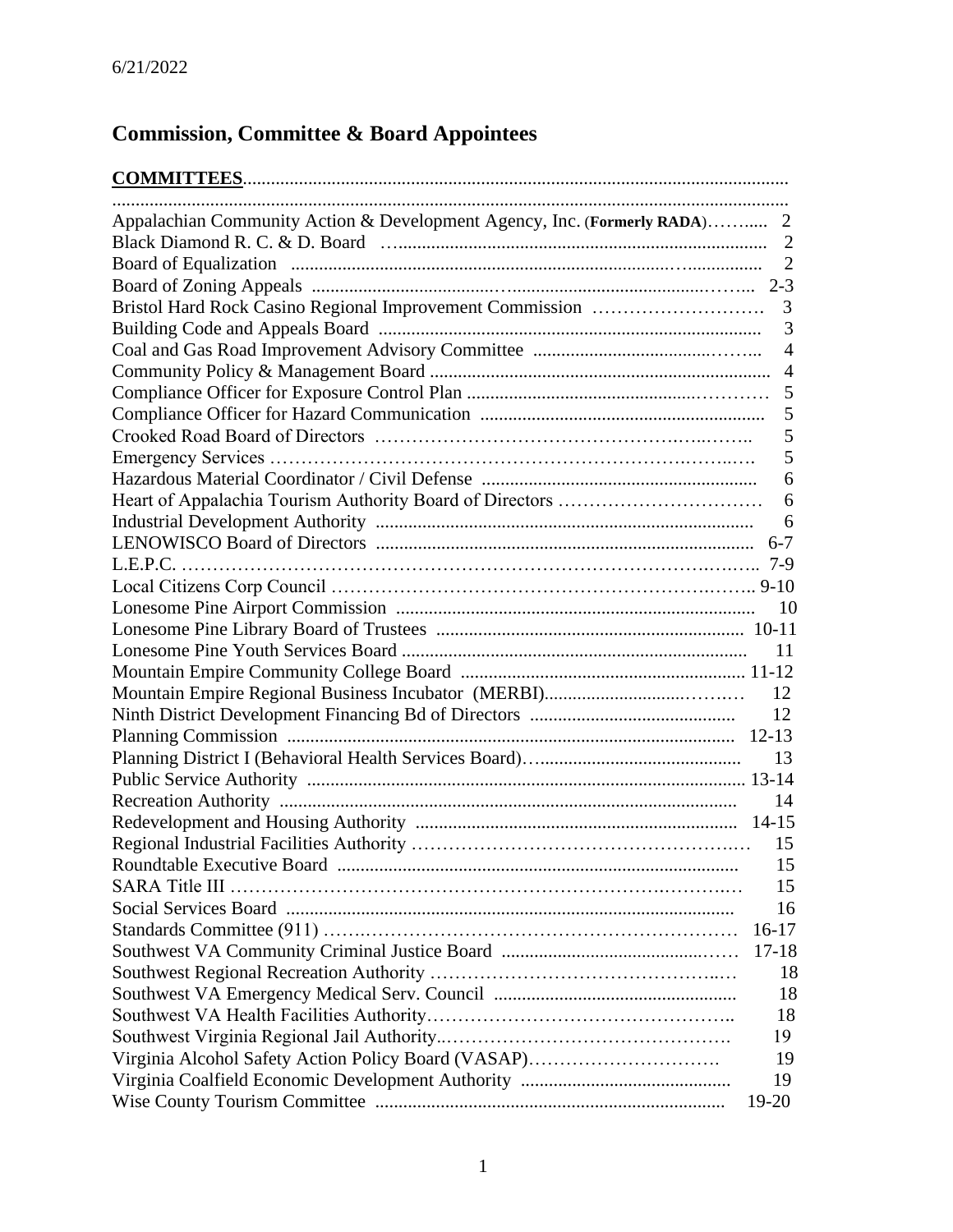6/21/2022

# Commission, Committee & Board Appointees

| **COMMITTEES** | |
|---|---|
| Appalachian Community Action & Development Agency, Inc. (**Formerly RADA**) | 2 |
| Black Diamond R. C. & D. Board | 2 |
| Board of Equalization | 2 |
| Board of Zoning Appeals | 2-3 |
| Bristol Hard Rock Casino Regional Improvement Commission | 3 |
| Building Code and Appeals Board | 3 |
| Coal and Gas Road Improvement Advisory Committee | 4 |
| Community Policy & Management Board | 4 |
| Compliance Officer for Exposure Control Plan | 5 |
| Compliance Officer for Hazard Communication | 5 |
| Crooked Road Board of Directors | 5 |
| Emergency Services | 5 |
| Hazardous Material Coordinator / Civil Defense | 6 |
| Heart of Appalachia Tourism Authority Board of Directors | 6 |
| Industrial Development Authority | 6 |
| LENOWISCO Board of Directors | 6-7 |
| L.E.P.C. | 7-9 |
| Local Citizens Corp Council | 9-10 |
| Lonesome Pine Airport Commission | 10 |
| Lonesome Pine Library Board of Trustees | 10-11 |
| Lonesome Pine Youth Services Board | 11 |
| Mountain Empire Community College Board | 11-12 |
| Mountain Empire Regional Business Incubator (MERBI) | 12 |
| Ninth District Development Financing Bd of Directors | 12 |
| Planning Commission | 12-13 |
| Planning District I (Behavioral Health Services Board) | 13 |
| Public Service Authority | 13-14 |
| Recreation Authority | 14 |
| Redevelopment and Housing Authority | 14-15 |
| Regional Industrial Facilities Authority | 15 |
| Roundtable Executive Board | 15 |
| SARA Title III | 15 |
| Social Services Board | 16 |
| Standards Committee (911) | 16-17 |
| Southwest VA Community Criminal Justice Board | 17-18 |
| Southwest Regional Recreation Authority | 18 |
| Southwest VA Emergency Medical Serv. Council | 18 |
| Southwest VA Health Facilities Authority | 18 |
| Southwest Virginia Regional Jail Authority | 19 |
| Virginia Alcohol Safety Action Policy Board (VASAP) | 19 |
| Virginia Coalfield Economic Development Authority | 19 |
| Wise County Tourism Committee | 19-20 |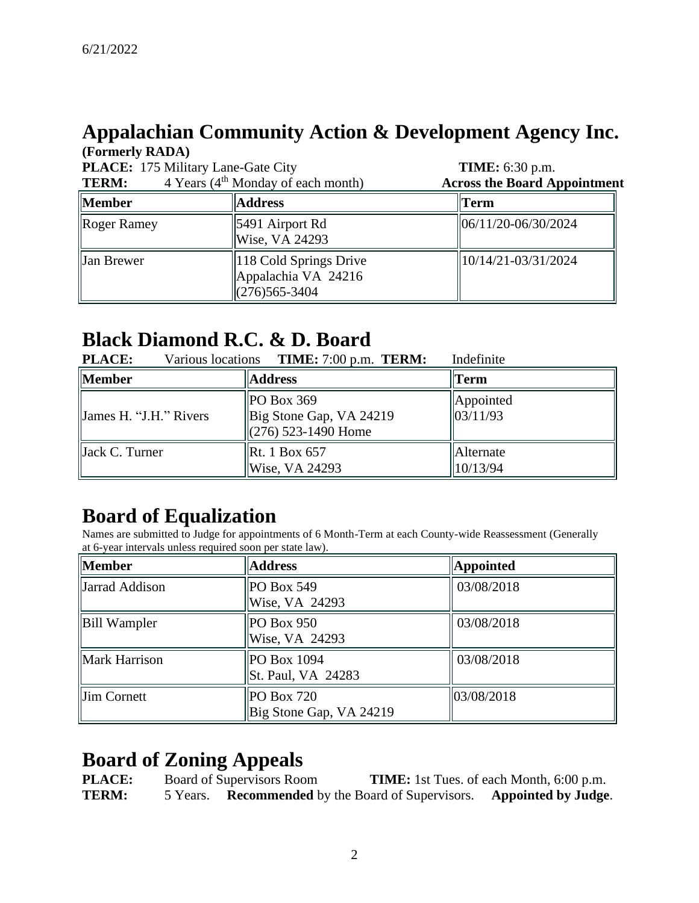6/21/2022

# Appalachian Community Action & Development Agency Inc.

**(Formerly RADA)**

**PLACE:** 175 Military Lane-Gate City **TIME:** 6:30 p.m.

**TERM:** 4 Years (4th Monday of each month) **Across the Board Appointment**

| Member | Address | Term |
|---|---|---|
| Roger Ramey | 5491 Airport Rd<br>Wise, VA 24293 | 06/11/20-06/30/2024 |
| Jan Brewer | 118 Cold Springs Drive<br>Appalachia VA 24216<br>(276)565-3404 | 10/14/21-03/31/2024 |

# Black Diamond R.C. & D. Board

**PLACE:** Various locations **TIME:** 7:00 p.m. **TERM:** Indefinite

| Member | Address | Term |
|---|---|---|
| James H. "J.H." Rivers | PO Box 369<br>Big Stone Gap, VA 24219<br>(276) 523-1490 Home | Appointed<br>03/11/93 |
| Jack C. Turner | Rt. 1 Box 657<br>Wise, VA 24293 | Alternate<br>10/13/94 |

# Board of Equalization

Names are submitted to Judge for appointments of 6 Month-Term at each County-wide Reassessment (Generally at 6-year intervals unless required soon per state law).

| Member | Address | Appointed |
|---|---|---|
| Jarrad Addison | PO Box 549<br>Wise, VA 24293 | 03/08/2018 |
| Bill Wampler | PO Box 950<br>Wise, VA 24293 | 03/08/2018 |
| Mark Harrison | PO Box 1094<br>St. Paul, VA 24283 | 03/08/2018 |
| Jim Cornett | PO Box 720<br>Big Stone Gap, VA 24219 | 03/08/2018 |

# Board of Zoning Appeals

**PLACE:** Board of Supervisors Room **TIME:** 1st Tues. of each Month, 6:00 p.m.

**TERM:** 5 Years. **Recommended** by the Board of Supervisors. **Appointed by Judge**.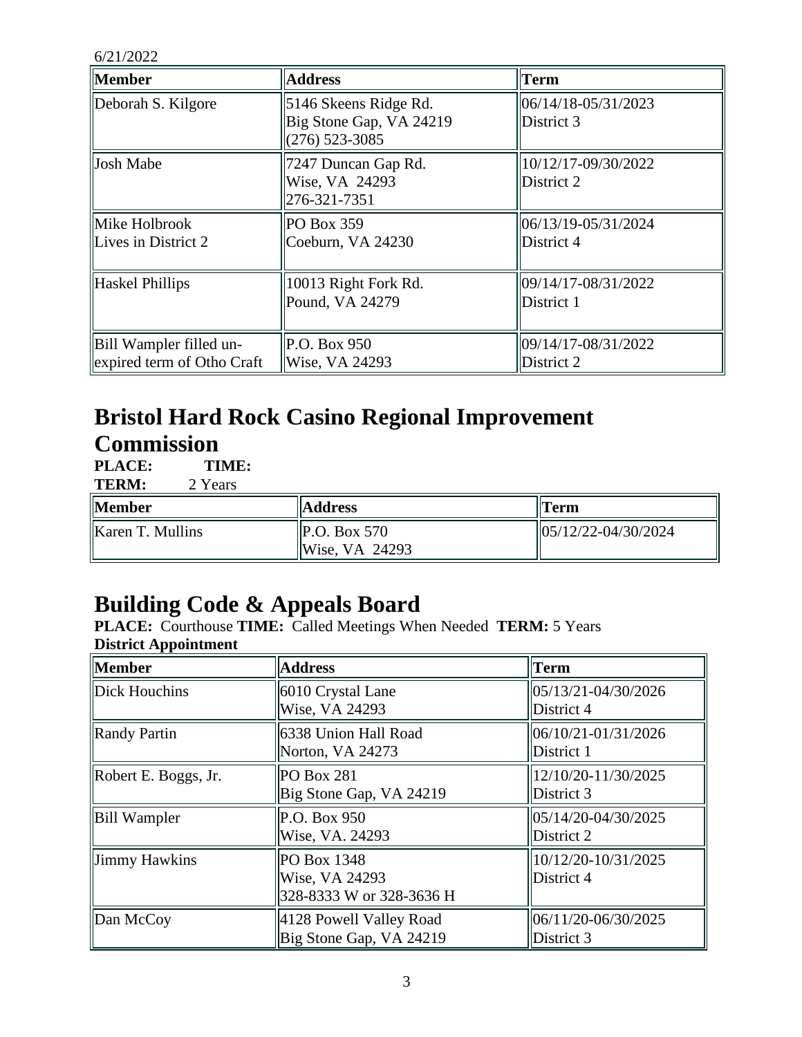6/21/2022

| Member | Address | Term |
|---|---|---|
| Deborah S. Kilgore | 5146 Skeens Ridge Rd.<br>Big Stone Gap, VA 24219<br>(276) 523-3085 | 06/14/18-05/31/2023<br>District 3 |
| Josh Mabe | 7247 Duncan Gap Rd.<br>Wise, VA 24293<br>276-321-7351 | 10/12/17-09/30/2022<br>District 2 |
| Mike Holbrook<br>Lives in District 2 | PO Box 359<br>Coeburn, VA 24230 | 06/13/19-05/31/2024<br>District 4 |
| Haskel Phillips | 10013 Right Fork Rd.<br>Pound, VA 24279 | 09/14/17-08/31/2022<br>District 1 |
| Bill Wampler filled un-expired term of Otho Craft | P.O. Box 950<br>Wise, VA 24293 | 09/14/17-08/31/2022<br>District 2 |

# Bristol Hard Rock Casino Regional Improvement Commission

**PLACE:** **TIME:**
**TERM:** 2 Years

| Member | Address | Term |
|---|---|---|
| Karen T. Mullins | P.O. Box 570<br>Wise, VA 24293 | 05/12/22-04/30/2024 |

# Building Code & Appeals Board

**PLACE:** Courthouse **TIME:** Called Meetings When Needed **TERM:** 5 Years
**District Appointment**

| Member | Address | Term |
|---|---|---|
| Dick Houchins | 6010 Crystal Lane<br>Wise, VA 24293 | 05/13/21-04/30/2026<br>District 4 |
| Randy Partin | 6338 Union Hall Road<br>Norton, VA 24273 | 06/10/21-01/31/2026<br>District 1 |
| Robert E. Boggs, Jr. | PO Box 281<br>Big Stone Gap, VA 24219 | 12/10/20-11/30/2025<br>District 3 |
| Bill Wampler | P.O. Box 950<br>Wise, VA. 24293 | 05/14/20-04/30/2025<br>District 2 |
| Jimmy Hawkins | PO Box 1348<br>Wise, VA 24293<br>328-8333 W or 328-3636 H | 10/12/20-10/31/2025<br>District 4 |
| Dan McCoy | 4128 Powell Valley Road<br>Big Stone Gap, VA 24219 | 06/11/20-06/30/2025<br>District 3 |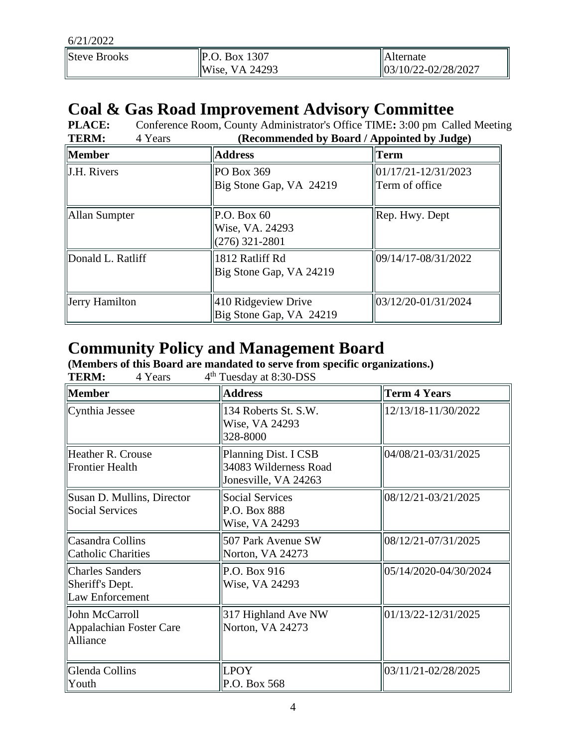6/21/2022

| Steve Brooks | P.O. Box 1307<br>Wise, VA 24293 | Alternate<br>03/10/22-02/28/2027 |
|---|---|---|

# Coal & Gas Road Improvement Advisory Committee

**PLACE:** Conference Room, County Administrator's Office **TIME:** 3:00 pm Called Meeting
**TERM:** 4 Years **(Recommended by Board / Appointed by Judge)**

| Member | Address | Term |
|---|---|---|
| J.H. Rivers | PO Box 369<br>Big Stone Gap, VA 24219 | 01/17/21-12/31/2023<br>Term of office |
| Allan Sumpter | P.O. Box 60<br>Wise, VA. 24293<br>(276) 321-2801 | Rep. Hwy. Dept |
| Donald L. Ratliff | 1812 Ratliff Rd<br>Big Stone Gap, VA 24219 | 09/14/17-08/31/2022 |
| Jerry Hamilton | 410 Ridgeview Drive<br>Big Stone Gap, VA 24219 | 03/12/20-01/31/2024 |

# Community Policy and Management Board

**(Members of this Board are mandated to serve from specific organizations.)**
**TERM:** 4 Years 4th Tuesday at 8:30-DSS

| Member | Address | Term 4 Years |
|---|---|---|
| Cynthia Jessee | 134 Roberts St. S.W.<br>Wise, VA 24293<br>328-8000 | 12/13/18-11/30/2022 |
| Heather R. Crouse<br>Frontier Health | Planning Dist. I CSB<br>34083 Wilderness Road<br>Jonesville, VA 24263 | 04/08/21-03/31/2025 |
| Susan D. Mullins, Director<br>Social Services | Social Services<br>P.O. Box 888<br>Wise, VA 24293 | 08/12/21-03/21/2025 |
| Casandra Collins<br>Catholic Charities | 507 Park Avenue SW<br>Norton, VA 24273 | 08/12/21-07/31/2025 |
| Charles Sanders<br>Sheriff's Dept.<br>Law Enforcement | P.O. Box 916<br>Wise, VA 24293 | 05/14/2020-04/30/2024 |
| John McCarroll<br>Appalachian Foster Care<br>Alliance | 317 Highland Ave NW<br>Norton, VA 24273 | 01/13/22-12/31/2025 |
| Glenda Collins<br>Youth | LPOY<br>P.O. Box 568 | 03/11/21-02/28/2025 |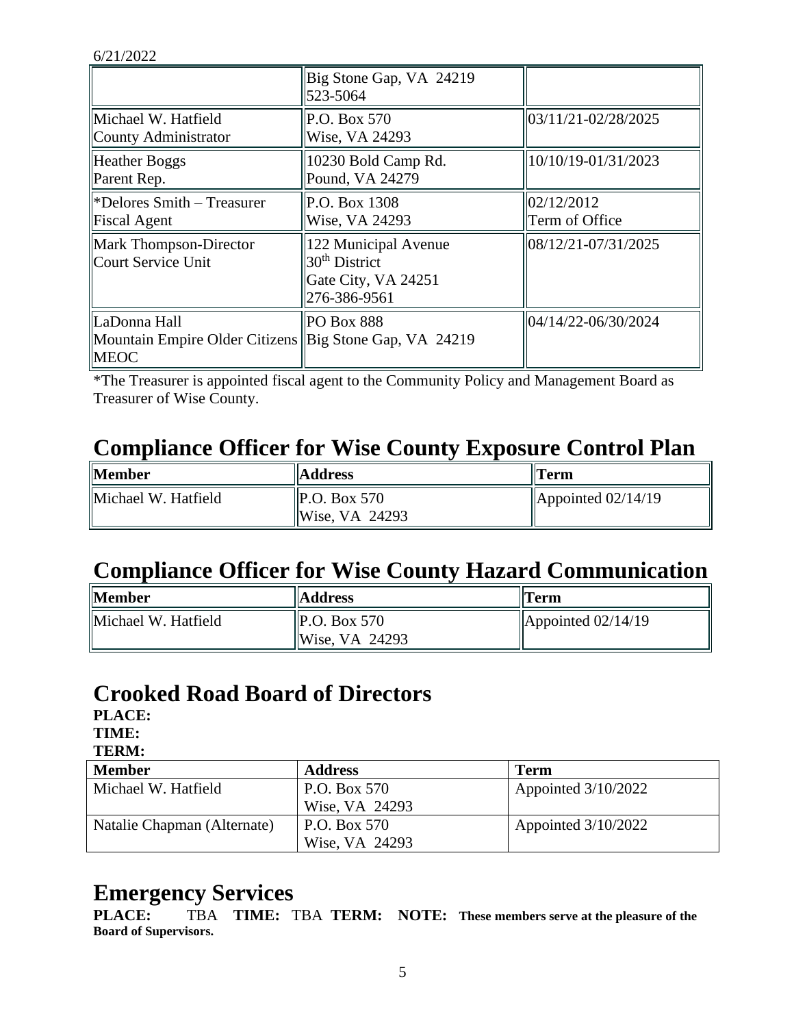6/21/2022

| | | |
|---|---|---|
| | Big Stone Gap, VA 24219<br>523-5064 | |
| Michael W. Hatfield<br>County Administrator | P.O. Box 570<br>Wise, VA 24293 | 03/11/21-02/28/2025 |
| Heather Boggs<br>Parent Rep. | 10230 Bold Camp Rd.<br>Pound, VA 24279 | 10/10/19-01/31/2023 |
| *Delores Smith – Treasurer<br>Fiscal Agent | P.O. Box 1308<br>Wise, VA 24293 | 02/12/2012<br>Term of Office |
| Mark Thompson-Director<br>Court Service Unit | 122 Municipal Avenue<br>30th District<br>Gate City, VA 24251<br>276-386-9561 | 08/12/21-07/31/2025 |
| LaDonna Hall<br>Mountain Empire Older Citizens<br>MEOC | PO Box 888<br>Big Stone Gap, VA 24219 | 04/14/22-06/30/2024 |

*The Treasurer is appointed fiscal agent to the Community Policy and Management Board as Treasurer of Wise County.

# Compliance Officer for Wise County Exposure Control Plan

| Member | Address | Term |
|---|---|---|
| Michael W. Hatfield | P.O. Box 570<br>Wise, VA 24293 | Appointed 02/14/19 |

# Compliance Officer for Wise County Hazard Communication

| Member | Address | Term |
|---|---|---|
| Michael W. Hatfield | P.O. Box 570<br>Wise, VA 24293 | Appointed 02/14/19 |

# Crooked Road Board of Directors

**PLACE:**
**TIME:**
**TERM:**

| Member | Address | Term |
|---|---|---|
| Michael W. Hatfield | P.O. Box 570<br>Wise, VA 24293 | Appointed 3/10/2022 |
| Natalie Chapman (Alternate) | P.O. Box 570<br>Wise, VA 24293 | Appointed 3/10/2022 |

# Emergency Services

**PLACE:** TBA **TIME:** TBA **TERM:** **NOTE: These members serve at the pleasure of the Board of Supervisors.**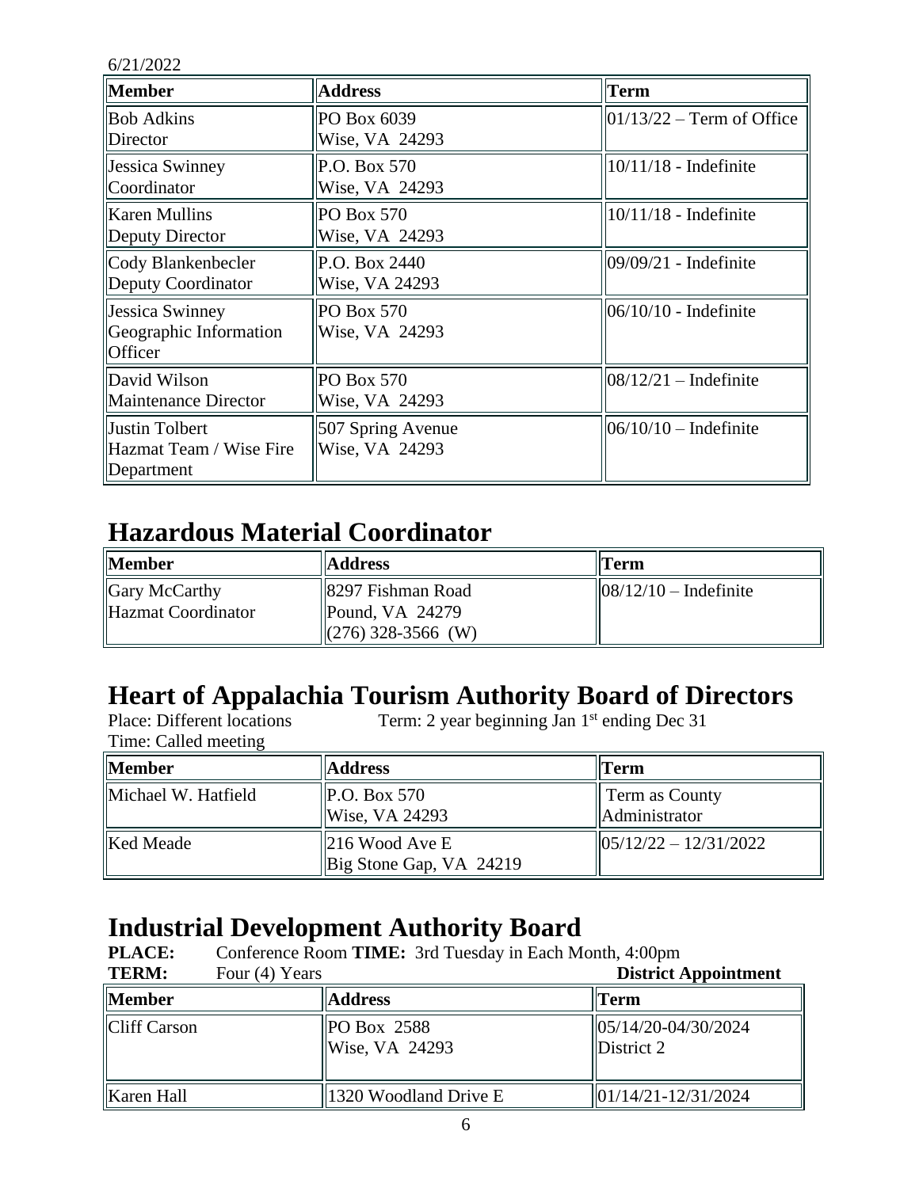6/21/2022

| Member | Address | Term |
|---|---|---|
| Bob Adkins<br>Director | PO Box 6039<br>Wise, VA 24293 | 01/13/22 – Term of Office |
| Jessica Swinney<br>Coordinator | P.O. Box 570<br>Wise, VA 24293 | 10/11/18 - Indefinite |
| Karen Mullins<br>Deputy Director | PO Box 570<br>Wise, VA 24293 | 10/11/18 - Indefinite |
| Cody Blankenbecler<br>Deputy Coordinator | P.O. Box 2440<br>Wise, VA 24293 | 09/09/21 - Indefinite |
| Jessica Swinney<br>Geographic Information Officer | PO Box 570<br>Wise, VA 24293 | 06/10/10 - Indefinite |
| David Wilson<br>Maintenance Director | PO Box 570<br>Wise, VA 24293 | 08/12/21 – Indefinite |
| Justin Tolbert<br>Hazmat Team / Wise Fire Department | 507 Spring Avenue<br>Wise, VA 24293 | 06/10/10 – Indefinite |

## Hazardous Material Coordinator

| Member | Address | Term |
|---|---|---|
| Gary McCarthy<br>Hazmat Coordinator | 8297 Fishman Road<br>Pound, VA 24279<br>(276) 328-3566 (W) | 08/12/10 – Indefinite |

## Heart of Appalachia Tourism Authority Board of Directors

Place: Different locations Term: 2 year beginning Jan 1st ending Dec 31
Time: Called meeting

| Member | Address | Term |
|---|---|---|
| Michael W. Hatfield | P.O. Box 570<br>Wise, VA 24293 | Term as County Administrator |
| Ked Meade | 216 Wood Ave E<br>Big Stone Gap, VA 24219 | 05/12/22 – 12/31/2022 |

## Industrial Development Authority Board

**PLACE:** Conference Room **TIME:** 3rd Tuesday in Each Month, 4:00pm
**TERM:** Four (4) Years **District Appointment**

| Member | Address | Term |
|---|---|---|
| Cliff Carson | PO Box 2588<br>Wise, VA 24293 | 05/14/20-04/30/2024<br>District 2 |
| Karen Hall | 1320 Woodland Drive E | 01/14/21-12/31/2024 |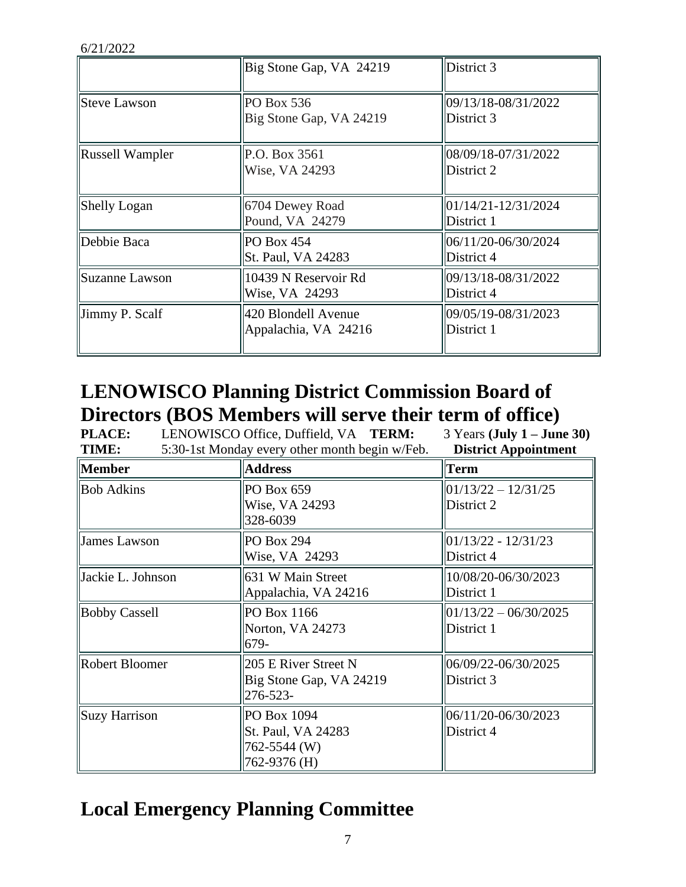|  | Big Stone Gap, VA 24219 | District 3 |
|---|---|---|
| Steve Lawson | PO Box 536<br>Big Stone Gap, VA 24219 | 09/13/18-08/31/2022<br>District 3 |
| Russell Wampler | P.O. Box 3561<br>Wise, VA 24293 | 08/09/18-07/31/2022<br>District 2 |
| Shelly Logan | 6704 Dewey Road<br>Pound, VA 24279 | 01/14/21-12/31/2024<br>District 1 |
| Debbie Baca | PO Box 454<br>St. Paul, VA 24283 | 06/11/20-06/30/2024<br>District 4 |
| Suzanne Lawson | 10439 N Reservoir Rd<br>Wise, VA 24293 | 09/13/18-08/31/2022<br>District 4 |
| Jimmy P. Scalf | 420 Blondell Avenue<br>Appalachia, VA 24216 | 09/05/19-08/31/2023<br>District 1 |

## LENOWISCO Planning District Commission Board of Directors (BOS Members will serve their term of office)

**PLACE:** LENOWISCO Office, Duffield, VA **TERM:** 3 Years **(July 1 – June 30)**
**TIME:** 5:30-1st Monday every other month begin w/Feb. **District Appointment**

| Member | Address | Term |
|---|---|---|
| Bob Adkins | PO Box 659<br>Wise, VA 24293<br>328-6039 | 01/13/22 – 12/31/25<br>District 2 |
| James Lawson | PO Box 294<br>Wise, VA 24293 | 01/13/22 - 12/31/23<br>District 4 |
| Jackie L. Johnson | 631 W Main Street<br>Appalachia, VA 24216 | 10/08/20-06/30/2023<br>District 1 |
| Bobby Cassell | PO Box 1166<br>Norton, VA 24273<br>679- | 01/13/22 – 06/30/2025<br>District 1 |
| Robert Bloomer | 205 E River Street N<br>Big Stone Gap, VA 24219<br>276-523- | 06/09/22-06/30/2025<br>District 3 |
| Suzy Harrison | PO Box 1094<br>St. Paul, VA 24283<br>762-5544 (W)<br>762-9376 (H) | 06/11/20-06/30/2023<br>District 4 |

## Local Emergency Planning Committee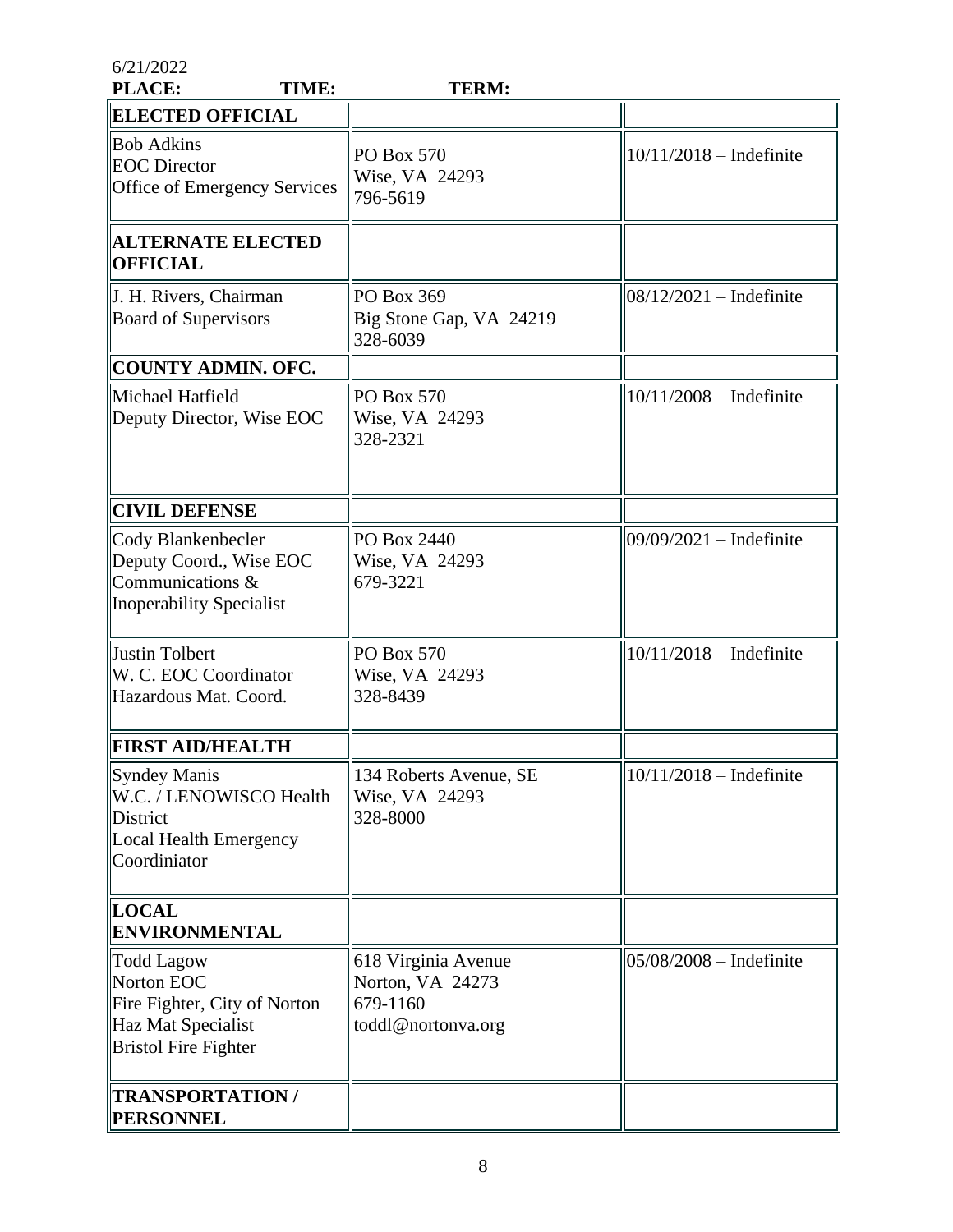6/21/2022

**PLACE: TIME: TERM:**

| **ELECTED OFFICIAL** | | |
|---|---|---|
| Bob Adkins<br>EOC Director<br>Office of Emergency Services | PO Box 570<br>Wise, VA 24293<br>796-5619 | 10/11/2018 – Indefinite |
| **ALTERNATE ELECTED OFFICIAL** | | |
| J. H. Rivers, Chairman<br>Board of Supervisors | PO Box 369<br>Big Stone Gap, VA 24219<br>328-6039 | 08/12/2021 – Indefinite |
| **COUNTY ADMIN. OFC.** | | |
| Michael Hatfield<br>Deputy Director, Wise EOC | PO Box 570<br>Wise, VA 24293<br>328-2321 | 10/11/2008 – Indefinite |
| **CIVIL DEFENSE** | | |
| Cody Blankenbecler<br>Deputy Coord., Wise EOC<br>Communications &<br>Inoperability Specialist | PO Box 2440<br>Wise, VA 24293<br>679-3221 | 09/09/2021 – Indefinite |
| Justin Tolbert<br>W. C. EOC Coordinator<br>Hazardous Mat. Coord. | PO Box 570<br>Wise, VA 24293<br>328-8439 | 10/11/2018 – Indefinite |
| **FIRST AID/HEALTH** | | |
| Syndey Manis<br>W.C. / LENOWISCO Health District<br>Local Health Emergency Coordiniator | 134 Roberts Avenue, SE<br>Wise, VA 24293<br>328-8000 | 10/11/2018 – Indefinite |
| **LOCAL ENVIRONMENTAL** | | |
| Todd Lagow<br>Norton EOC<br>Fire Fighter, City of Norton<br>Haz Mat Specialist<br>Bristol Fire Fighter | 618 Virginia Avenue<br>Norton, VA 24273<br>679-1160<br>toddl@nortonva.org | 05/08/2008 – Indefinite |
| **TRANSPORTATION / PERSONNEL** | | |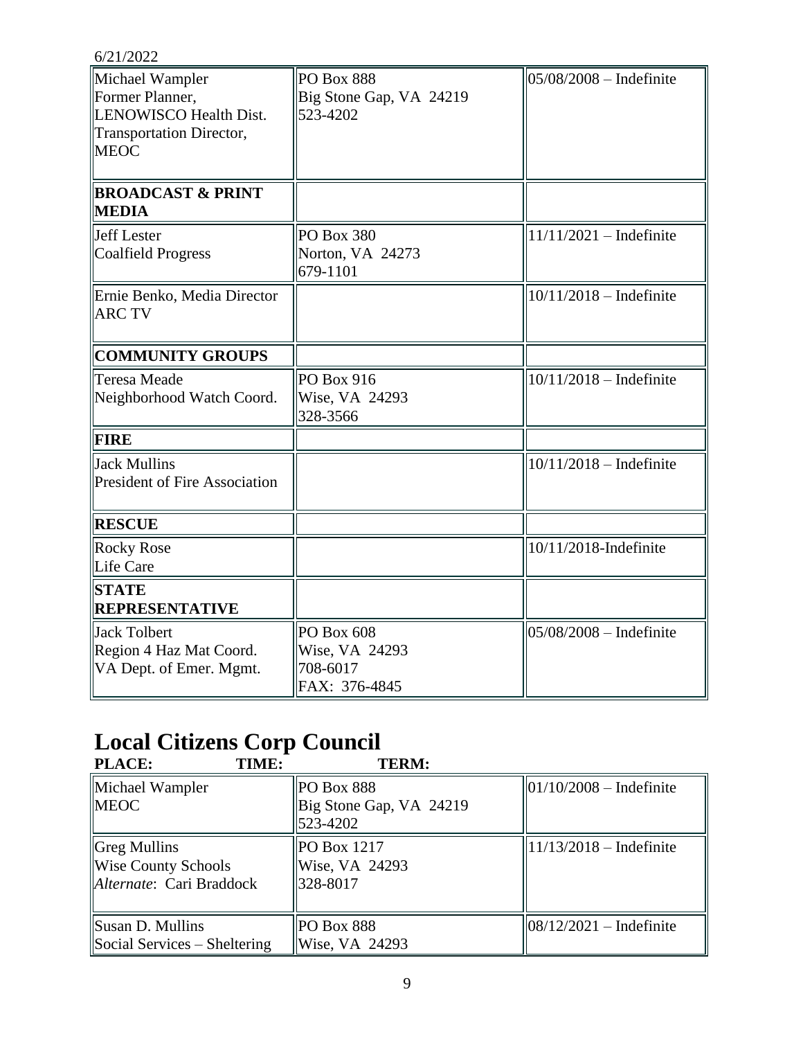6/21/2022

| | | |
|---|---|---|
| Michael Wampler<br>Former Planner,<br>LENOWISCO Health Dist.<br>Transportation Director,<br>MEOC | PO Box 888<br>Big Stone Gap, VA 24219<br>523-4202 | 05/08/2008 – Indefinite |
| **BROADCAST & PRINT MEDIA** | | |
| Jeff Lester<br>Coalfield Progress | PO Box 380<br>Norton, VA 24273<br>679-1101 | 11/11/2021 – Indefinite |
| Ernie Benko, Media Director<br>ARC TV | | 10/11/2018 – Indefinite |
| **COMMUNITY GROUPS** | | |
| Teresa Meade<br>Neighborhood Watch Coord. | PO Box 916<br>Wise, VA 24293<br>328-3566 | 10/11/2018 – Indefinite |
| **FIRE** | | |
| Jack Mullins<br>President of Fire Association | | 10/11/2018 – Indefinite |
| **RESCUE** | | |
| Rocky Rose<br>Life Care | | 10/11/2018-Indefinite |
| **STATE REPRESENTATIVE** | | |
| Jack Tolbert<br>Region 4 Haz Mat Coord.<br>VA Dept. of Emer. Mgmt. | PO Box 608<br>Wise, VA 24293<br>708-6017<br>FAX: 376-4845 | 05/08/2008 – Indefinite |

# Local Citizens Corp Council

**PLACE:** **TIME:** **TERM:**

| | | |
|---|---|---|
| Michael Wampler<br>MEOC | PO Box 888<br>Big Stone Gap, VA 24219<br>523-4202 | 01/10/2008 – Indefinite |
| Greg Mullins<br>Wise County Schools<br>*Alternate*: Cari Braddock | PO Box 1217<br>Wise, VA 24293<br>328-8017 | 11/13/2018 – Indefinite |
| Susan D. Mullins<br>Social Services – Sheltering | PO Box 888<br>Wise, VA 24293 | 08/12/2021 – Indefinite |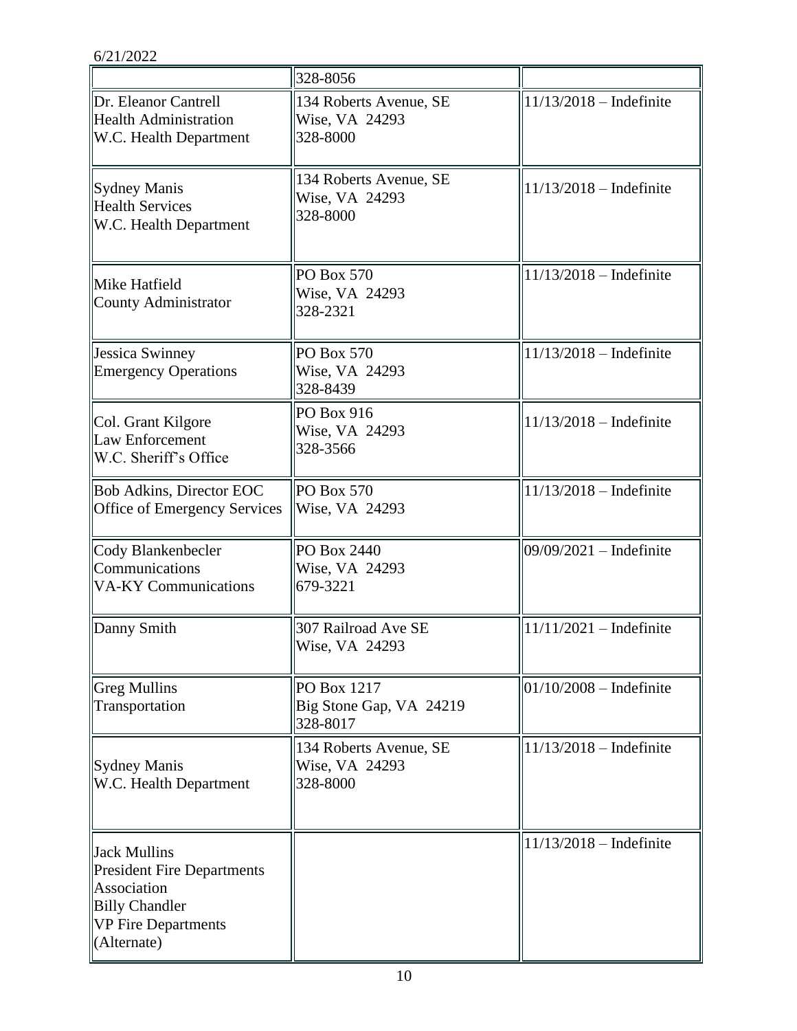6/21/2022

| | | |
|---|---|---|
| | 328-8056 | |
| Dr. Eleanor Cantrell<br>Health Administration<br>W.C. Health Department | 134 Roberts Avenue, SE<br>Wise, VA 24293<br>328-8000 | 11/13/2018 – Indefinite |
| Sydney Manis<br>Health Services<br>W.C. Health Department | 134 Roberts Avenue, SE<br>Wise, VA 24293<br>328-8000 | 11/13/2018 – Indefinite |
| Mike Hatfield<br>County Administrator | PO Box 570<br>Wise, VA 24293<br>328-2321 | 11/13/2018 – Indefinite |
| Jessica Swinney<br>Emergency Operations | PO Box 570<br>Wise, VA 24293<br>328-8439 | 11/13/2018 – Indefinite |
| Col. Grant Kilgore<br>Law Enforcement<br>W.C. Sheriff's Office | PO Box 916<br>Wise, VA 24293<br>328-3566 | 11/13/2018 – Indefinite |
| Bob Adkins, Director EOC<br>Office of Emergency Services | PO Box 570<br>Wise, VA 24293 | 11/13/2018 – Indefinite |
| Cody Blankenbecler<br>Communications<br>VA-KY Communications | PO Box 2440<br>Wise, VA 24293<br>679-3221 | 09/09/2021 – Indefinite |
| Danny Smith | 307 Railroad Ave SE<br>Wise, VA 24293 | 11/11/2021 – Indefinite |
| Greg Mullins<br>Transportation | PO Box 1217<br>Big Stone Gap, VA 24219<br>328-8017 | 01/10/2008 – Indefinite |
| Sydney Manis<br>W.C. Health Department | 134 Roberts Avenue, SE<br>Wise, VA 24293<br>328-8000 | 11/13/2018 – Indefinite |
| Jack Mullins<br>President Fire Departments Association<br>Billy Chandler<br>VP Fire Departments<br>(Alternate) | | 11/13/2018 – Indefinite |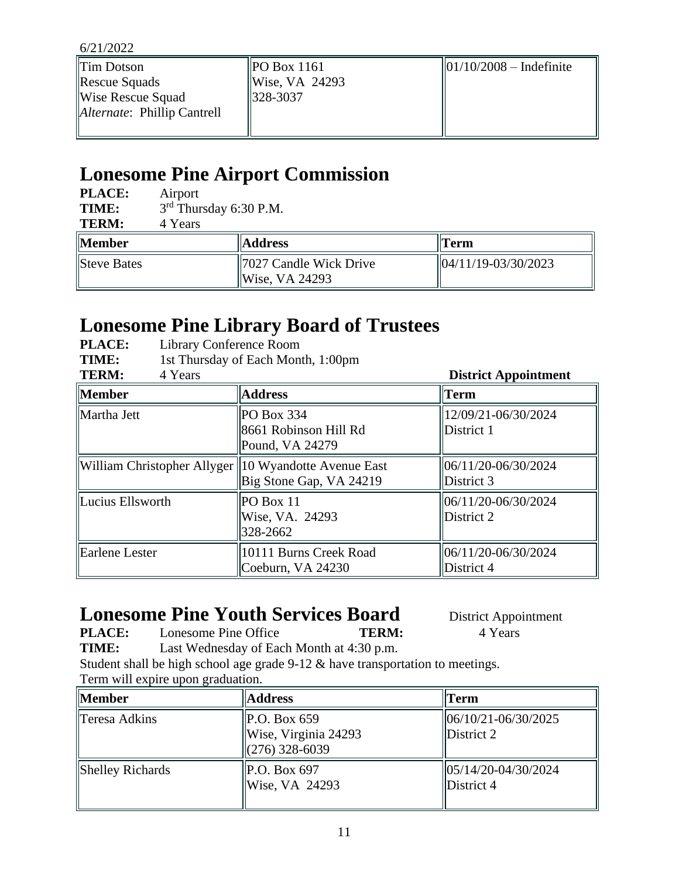6/21/2022

| | | |
|---|---|---|
| Tim Dotson<br>Rescue Squads<br>Wise Rescue Squad<br>*Alternate*: Phillip Cantrell | PO Box 1161<br>Wise, VA 24293<br>328-3037 | 01/10/2008 – Indefinite |

## Lonesome Pine Airport Commission

**PLACE:** Airport
**TIME:** 3rd Thursday 6:30 P.M.
**TERM:** 4 Years

| Member | Address | Term |
|---|---|---|
| Steve Bates | 7027 Candle Wick Drive<br>Wise, VA 24293 | 04/11/19-03/30/2023 |

## Lonesome Pine Library Board of Trustees

**PLACE:** Library Conference Room
**TIME:** 1st Thursday of Each Month, 1:00pm
**TERM:** 4 Years **District Appointment**

| Member | Address | Term |
|---|---|---|
| Martha Jett | PO Box 334<br>8661 Robinson Hill Rd<br>Pound, VA 24279 | 12/09/21-06/30/2024<br>District 1 |
| William Christopher Allyger | 10 Wyandotte Avenue East<br>Big Stone Gap, VA 24219 | 06/11/20-06/30/2024<br>District 3 |
| Lucius Ellsworth | PO Box 11<br>Wise, VA. 24293<br>328-2662 | 06/11/20-06/30/2024<br>District 2 |
| Earlene Lester | 10111 Burns Creek Road<br>Coeburn, VA 24230 | 06/11/20-06/30/2024<br>District 4 |

## Lonesome Pine Youth Services Board

District Appointment

**PLACE:** Lonesome Pine Office **TERM:** 4 Years
**TIME:** Last Wednesday of Each Month at 4:30 p.m.

Student shall be high school age grade 9-12 & have transportation to meetings.
Term will expire upon graduation.

| Member | Address | Term |
|---|---|---|
| Teresa Adkins | P.O. Box 659<br>Wise, Virginia 24293<br>(276) 328-6039 | 06/10/21-06/30/2025<br>District 2 |
| Shelley Richards | P.O. Box 697<br>Wise, VA 24293 | 05/14/20-04/30/2024<br>District 4 |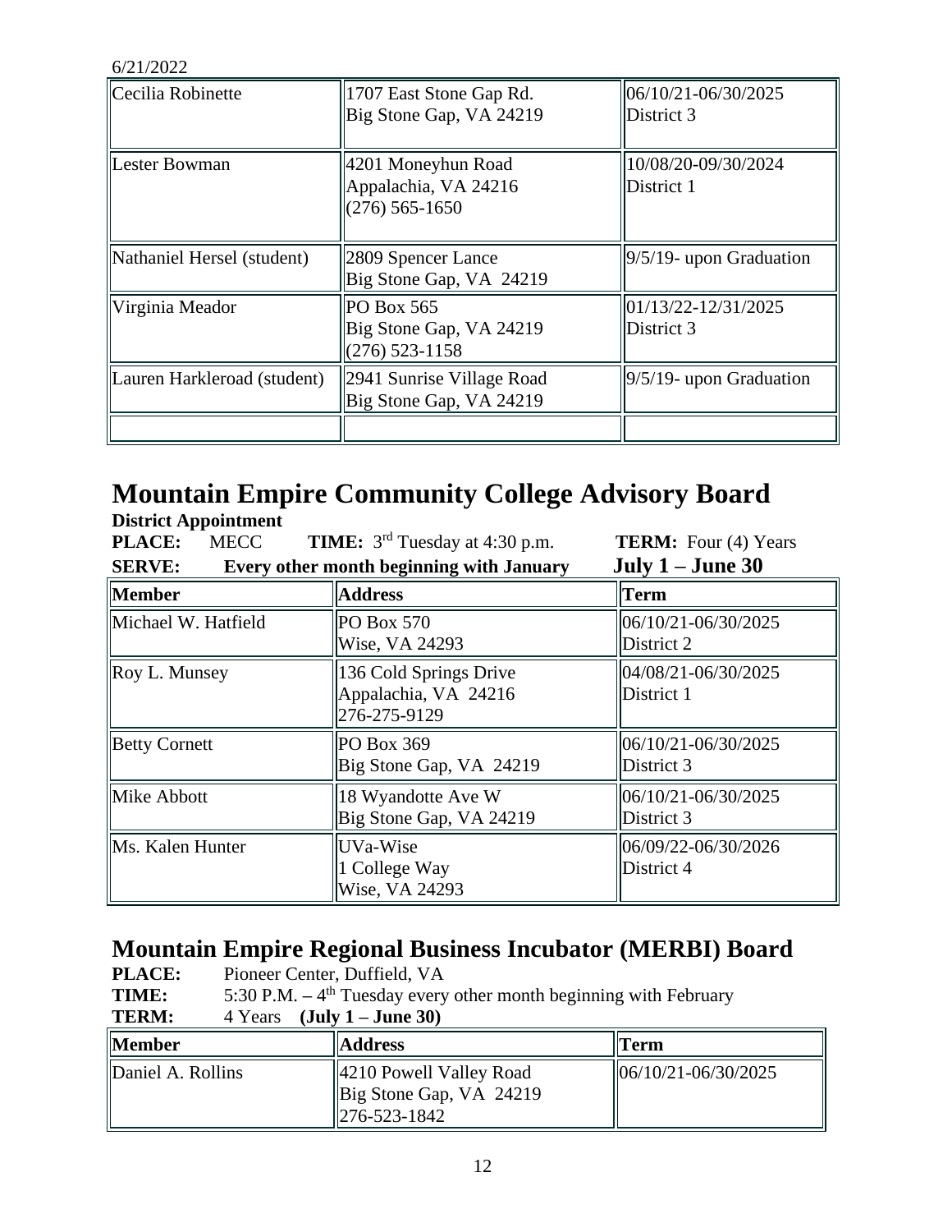6/21/2022

| | | |
|---|---|---|
| Cecilia Robinette | 1707 East Stone Gap Rd.<br>Big Stone Gap, VA 24219 | 06/10/21-06/30/2025<br>District 3 |
| Lester Bowman | 4201 Moneyhun Road<br>Appalachia, VA 24216<br>(276) 565-1650 | 10/08/20-09/30/2024<br>District 1 |
| Nathaniel Hersel (student) | 2809 Spencer Lance<br>Big Stone Gap, VA 24219 | 9/5/19- upon Graduation |
| Virginia Meador | PO Box 565<br>Big Stone Gap, VA 24219<br>(276) 523-1158 | 01/13/22-12/31/2025<br>District 3 |
| Lauren Harkleroad (student) | 2941 Sunrise Village Road<br>Big Stone Gap, VA 24219 | 9/5/19- upon Graduation |
| | | |

# Mountain Empire Community College Advisory Board

**District Appointment**

**PLACE:** MECC **TIME:** 3rd Tuesday at 4:30 p.m. **TERM:** Four (4) Years

**SERVE: Every other month beginning with January July 1 – June 30**

| Member | Address | Term |
|---|---|---|
| Michael W. Hatfield | PO Box 570<br>Wise, VA 24293 | 06/10/21-06/30/2025<br>District 2 |
| Roy L. Munsey | 136 Cold Springs Drive<br>Appalachia, VA 24216<br>276-275-9129 | 04/08/21-06/30/2025<br>District 1 |
| Betty Cornett | PO Box 369<br>Big Stone Gap, VA 24219 | 06/10/21-06/30/2025<br>District 3 |
| Mike Abbott | 18 Wyandotte Ave W<br>Big Stone Gap, VA 24219 | 06/10/21-06/30/2025<br>District 3 |
| Ms. Kalen Hunter | UVa-Wise<br>1 College Way<br>Wise, VA 24293 | 06/09/22-06/30/2026<br>District 4 |

# Mountain Empire Regional Business Incubator (MERBI) Board

**PLACE:** Pioneer Center, Duffield, VA

**TIME:** 5:30 P.M. – 4th Tuesday every other month beginning with February

**TERM:** 4 Years **(July 1 – June 30)**

| Member | Address | Term |
|---|---|---|
| Daniel A. Rollins | 4210 Powell Valley Road<br>Big Stone Gap, VA 24219<br>276-523-1842 | 06/10/21-06/30/2025 |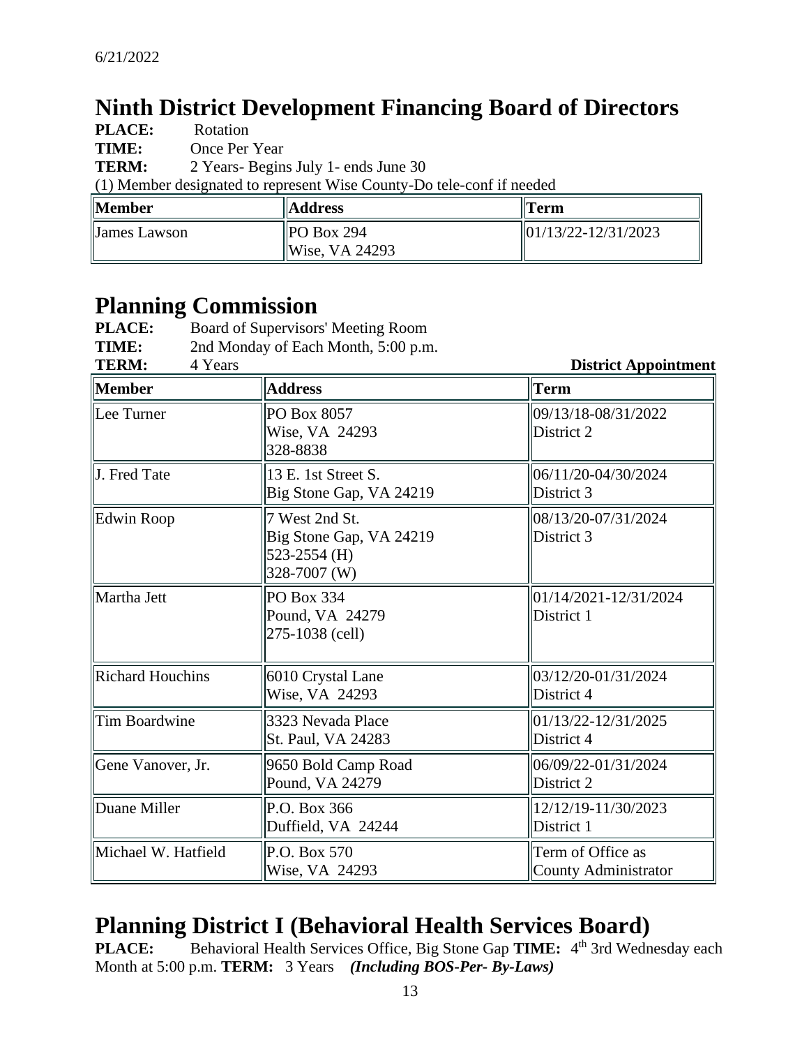6/21/2022

# Ninth District Development Financing Board of Directors

**PLACE:** Rotation
**TIME:** Once Per Year
**TERM:** 2 Years- Begins July 1- ends June 30
(1) Member designated to represent Wise County-Do tele-conf if needed

| Member | Address | Term |
|---|---|---|
| James Lawson | PO Box 294<br>Wise, VA 24293 | 01/13/22-12/31/2023 |

# Planning Commission

**PLACE:** Board of Supervisors' Meeting Room
**TIME:** 2nd Monday of Each Month, 5:00 p.m.
**TERM:** 4 Years **District Appointment**

| Member | Address | Term |
|---|---|---|
| Lee Turner | PO Box 8057<br>Wise, VA 24293<br>328-8838 | 09/13/18-08/31/2022<br>District 2 |
| J. Fred Tate | 13 E. 1st Street S.<br>Big Stone Gap, VA 24219 | 06/11/20-04/30/2024<br>District 3 |
| Edwin Roop | 7 West 2nd St.<br>Big Stone Gap, VA 24219<br>523-2554 (H)<br>328-7007 (W) | 08/13/20-07/31/2024<br>District 3 |
| Martha Jett | PO Box 334<br>Pound, VA 24279<br>275-1038 (cell) | 01/14/2021-12/31/2024<br>District 1 |
| Richard Houchins | 6010 Crystal Lane<br>Wise, VA 24293 | 03/12/20-01/31/2024<br>District 4 |
| Tim Boardwine | 3323 Nevada Place<br>St. Paul, VA 24283 | 01/13/22-12/31/2025<br>District 4 |
| Gene Vanover, Jr. | 9650 Bold Camp Road<br>Pound, VA 24279 | 06/09/22-01/31/2024<br>District 2 |
| Duane Miller | P.O. Box 366<br>Duffield, VA 24244 | 12/12/19-11/30/2023<br>District 1 |
| Michael W. Hatfield | P.O. Box 570<br>Wise, VA 24293 | Term of Office as<br>County Administrator |

# Planning District I (Behavioral Health Services Board)

**PLACE:** Behavioral Health Services Office, Big Stone Gap **TIME:** 4th 3rd Wednesday each Month at 5:00 p.m. **TERM:** 3 Years ***(Including BOS-Per- By-Laws)***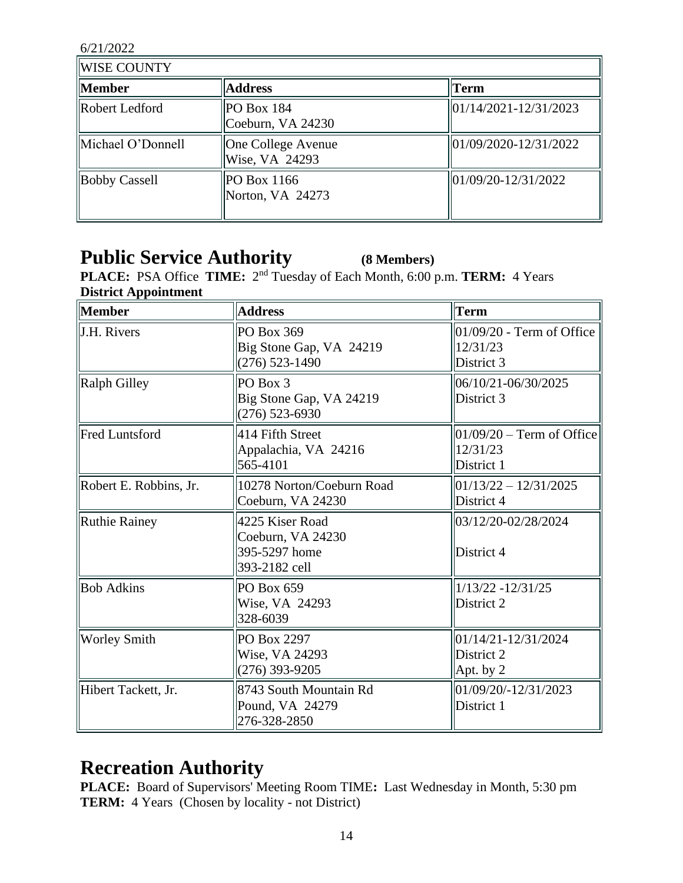6/21/2022

| WISE COUNTY | | |
|---|---|---|
| **Member** | **Address** | **Term** |
| Robert Ledford | PO Box 184<br>Coeburn, VA 24230 | 01/14/2021-12/31/2023 |
| Michael O'Donnell | One College Avenue<br>Wise, VA 24293 | 01/09/2020-12/31/2022 |
| Bobby Cassell | PO Box 1166<br>Norton, VA 24273 | 01/09/20-12/31/2022 |

# Public Service Authority **(8 Members)**

**PLACE:** PSA Office **TIME:** 2nd Tuesday of Each Month, 6:00 p.m. **TERM:** 4 Years
**District Appointment**

| Member | Address | Term |
|---|---|---|
| J.H. Rivers | PO Box 369<br>Big Stone Gap, VA 24219<br>(276) 523-1490 | 01/09/20 - Term of Office<br>12/31/23<br>District 3 |
| Ralph Gilley | PO Box 3<br>Big Stone Gap, VA 24219<br>(276) 523-6930 | 06/10/21-06/30/2025<br>District 3 |
| Fred Luntsford | 414 Fifth Street<br>Appalachia, VA 24216<br>565-4101 | 01/09/20 – Term of Office<br>12/31/23<br>District 1 |
| Robert E. Robbins, Jr. | 10278 Norton/Coeburn Road<br>Coeburn, VA 24230 | 01/13/22 – 12/31/2025<br>District 4 |
| Ruthie Rainey | 4225 Kiser Road<br>Coeburn, VA 24230<br>395-5297 home<br>393-2182 cell | 03/12/20-02/28/2024<br><br>District 4 |
| Bob Adkins | PO Box 659<br>Wise, VA 24293<br>328-6039 | 1/13/22 -12/31/25<br>District 2 |
| Worley Smith | PO Box 2297<br>Wise, VA 24293<br>(276) 393-9205 | 01/14/21-12/31/2024<br>District 2<br>Apt. by 2 |
| Hibert Tackett, Jr. | 8743 South Mountain Rd<br>Pound, VA 24279<br>276-328-2850 | 01/09/20/-12/31/2023<br>District 1 |

# Recreation Authority

**PLACE:** Board of Supervisors' Meeting Room TIME**:** Last Wednesday in Month, 5:30 pm
**TERM:** 4 Years (Chosen by locality - not District)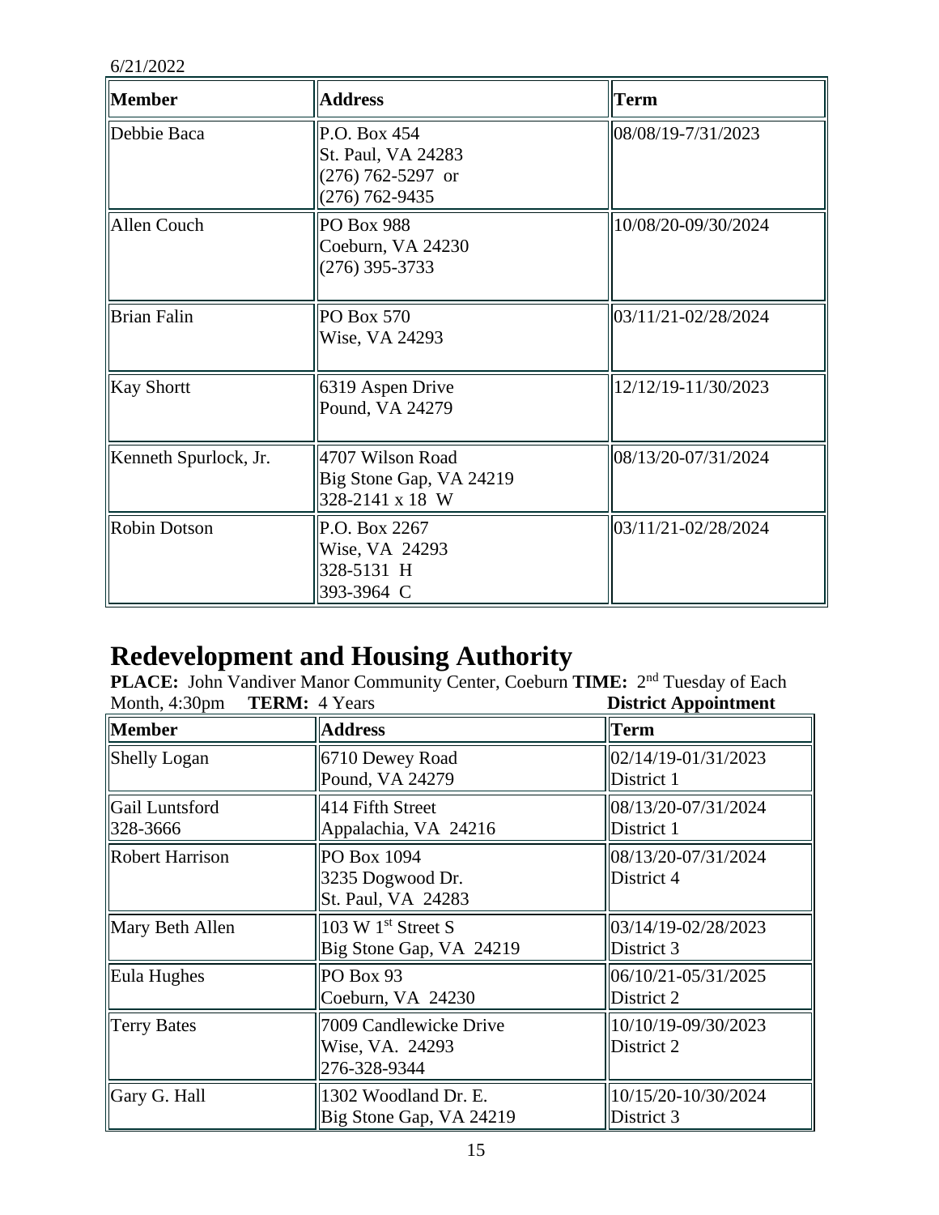6/21/2022

| Member | Address | Term |
|---|---|---|
| Debbie Baca | P.O. Box 454<br>St. Paul, VA 24283<br>(276) 762-5297 or<br>(276) 762-9435 | 08/08/19-7/31/2023 |
| Allen Couch | PO Box 988<br>Coeburn, VA 24230<br>(276) 395-3733 | 10/08/20-09/30/2024 |
| Brian Falin | PO Box 570<br>Wise, VA 24293 | 03/11/21-02/28/2024 |
| Kay Shortt | 6319 Aspen Drive<br>Pound, VA 24279 | 12/12/19-11/30/2023 |
| Kenneth Spurlock, Jr. | 4707 Wilson Road<br>Big Stone Gap, VA 24219<br>328-2141 x 18 W | 08/13/20-07/31/2024 |
| Robin Dotson | P.O. Box 2267<br>Wise, VA 24293<br>328-5131 H<br>393-3964 C | 03/11/21-02/28/2024 |

## Redevelopment and Housing Authority

**PLACE:** John Vandiver Manor Community Center, Coeburn **TIME:** 2nd Tuesday of Each Month, 4:30pm **TERM:** 4 Years **District Appointment**

| Member | Address | Term |
|---|---|---|
| Shelly Logan | 6710 Dewey Road<br>Pound, VA 24279 | 02/14/19-01/31/2023<br>District 1 |
| Gail Luntsford<br>328-3666 | 414 Fifth Street<br>Appalachia, VA 24216 | 08/13/20-07/31/2024<br>District 1 |
| Robert Harrison | PO Box 1094<br>3235 Dogwood Dr.<br>St. Paul, VA 24283 | 08/13/20-07/31/2024<br>District 4 |
| Mary Beth Allen | 103 W 1st Street S<br>Big Stone Gap, VA 24219 | 03/14/19-02/28/2023<br>District 3 |
| Eula Hughes | PO Box 93<br>Coeburn, VA 24230 | 06/10/21-05/31/2025<br>District 2 |
| Terry Bates | 7009 Candlewicke Drive<br>Wise, VA. 24293<br>276-328-9344 | 10/10/19-09/30/2023<br>District 2 |
| Gary G. Hall | 1302 Woodland Dr. E.<br>Big Stone Gap, VA 24219 | 10/15/20-10/30/2024<br>District 3 |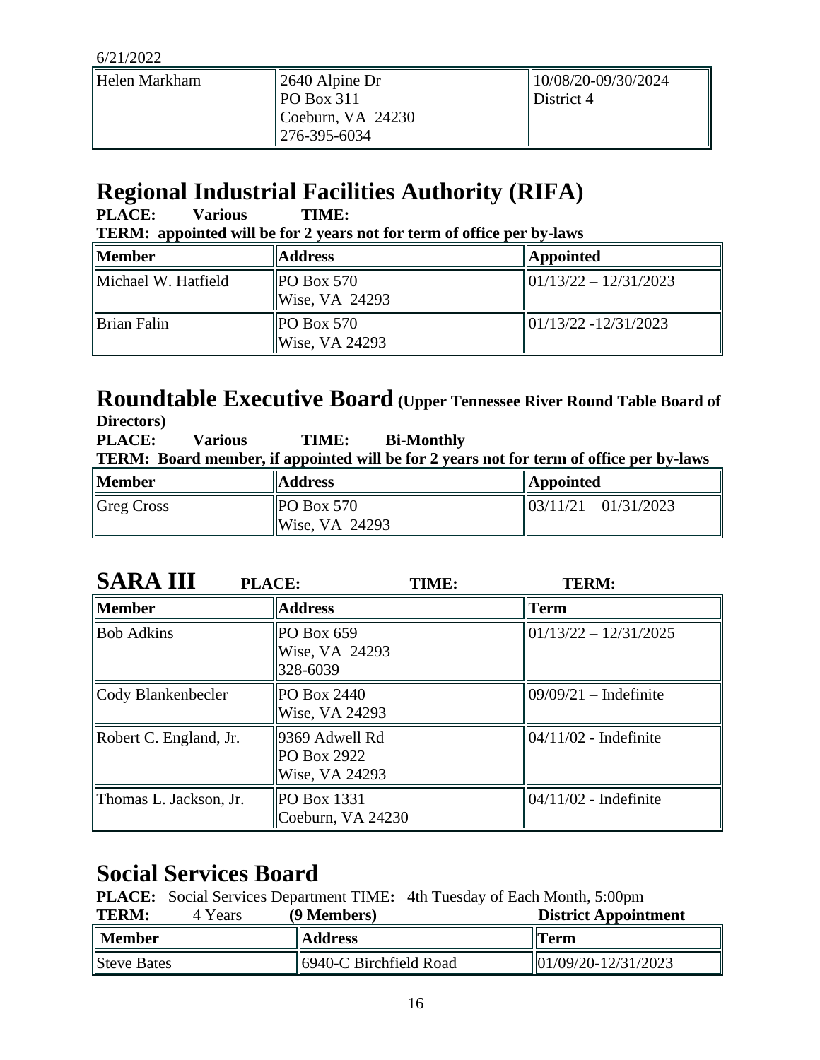6/21/2022

| | | |
|---|---|---|
| Helen Markham | 2640 Alpine Dr<br>PO Box 311<br>Coeburn, VA 24230<br>276-395-6034 | 10/08/20-09/30/2024<br>District 4 |

## Regional Industrial Facilities Authority (RIFA)

**PLACE: Various TIME:**

**TERM: appointed will be for 2 years not for term of office per by-laws**

| Member | Address | Appointed |
|---|---|---|
| Michael W. Hatfield | PO Box 570<br>Wise, VA 24293 | 01/13/22 – 12/31/2023 |
| Brian Falin | PO Box 570<br>Wise, VA 24293 | 01/13/22 -12/31/2023 |

## Roundtable Executive Board (Upper Tennessee River Round Table Board of Directors)

**PLACE: Various TIME: Bi-Monthly**

**TERM: Board member, if appointed will be for 2 years not for term of office per by-laws**

| Member | Address | Appointed |
|---|---|---|
| Greg Cross | PO Box 570<br>Wise, VA 24293 | 03/11/21 – 01/31/2023 |

## SARA III

**PLACE: TIME: TERM:**

| Member | Address | Term |
|---|---|---|
| Bob Adkins | PO Box 659<br>Wise, VA 24293<br>328-6039 | 01/13/22 – 12/31/2025 |
| Cody Blankenbecler | PO Box 2440<br>Wise, VA 24293 | 09/09/21 – Indefinite |
| Robert C. England, Jr. | 9369 Adwell Rd<br>PO Box 2922<br>Wise, VA 24293 | 04/11/02 - Indefinite |
| Thomas L. Jackson, Jr. | PO Box 1331<br>Coeburn, VA 24230 | 04/11/02 - Indefinite |

## Social Services Board

**PLACE:** Social Services Department TIME**:** 4th Tuesday of Each Month, 5:00pm

**TERM:** 4 Years **(9 Members)** **District Appointment**

| Member | Address | Term |
|---|---|---|
| Steve Bates | 6940-C Birchfield Road | 01/09/20-12/31/2023 |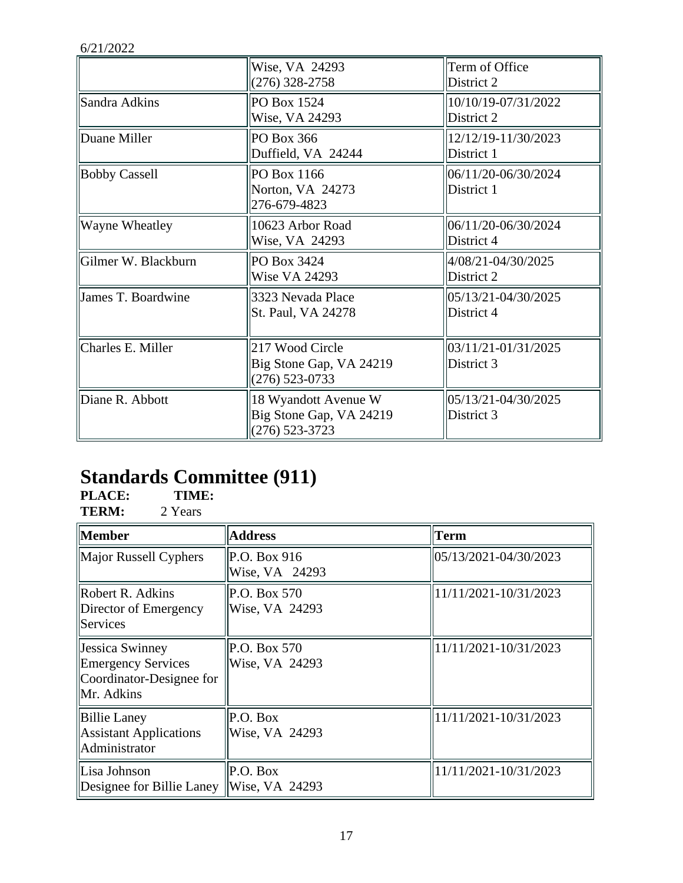6/21/2022

| | | |
|---|---|---|
| | Wise, VA 24293<br>(276) 328-2758 | Term of Office<br>District 2 |
| Sandra Adkins | PO Box 1524<br>Wise, VA 24293 | 10/10/19-07/31/2022<br>District 2 |
| Duane Miller | PO Box 366<br>Duffield, VA 24244 | 12/12/19-11/30/2023<br>District 1 |
| Bobby Cassell | PO Box 1166<br>Norton, VA 24273<br>276-679-4823 | 06/11/20-06/30/2024<br>District 1 |
| Wayne Wheatley | 10623 Arbor Road<br>Wise, VA 24293 | 06/11/20-06/30/2024<br>District 4 |
| Gilmer W. Blackburn | PO Box 3424<br>Wise VA 24293 | 4/08/21-04/30/2025<br>District 2 |
| James T. Boardwine | 3323 Nevada Place<br>St. Paul, VA 24278 | 05/13/21-04/30/2025<br>District 4 |
| Charles E. Miller | 217 Wood Circle<br>Big Stone Gap, VA 24219<br>(276) 523-0733 | 03/11/21-01/31/2025<br>District 3 |
| Diane R. Abbott | 18 Wyandott Avenue W<br>Big Stone Gap, VA 24219<br>(276) 523-3723 | 05/13/21-04/30/2025<br>District 3 |

# Standards Committee (911)

**PLACE:** **TIME:**
**TERM:** 2 Years

| **Member** | **Address** | **Term** |
|---|---|---|
| Major Russell Cyphers | P.O. Box 916<br>Wise, VA 24293 | 05/13/2021-04/30/2023 |
| Robert R. Adkins<br>Director of Emergency Services | P.O. Box 570<br>Wise, VA 24293 | 11/11/2021-10/31/2023 |
| Jessica Swinney<br>Emergency Services Coordinator-Designee for Mr. Adkins | P.O. Box 570<br>Wise, VA 24293 | 11/11/2021-10/31/2023 |
| Billie Laney<br>Assistant Applications Administrator | P.O. Box<br>Wise, VA 24293 | 11/11/2021-10/31/2023 |
| Lisa Johnson<br>Designee for Billie Laney | P.O. Box<br>Wise, VA 24293 | 11/11/2021-10/31/2023 |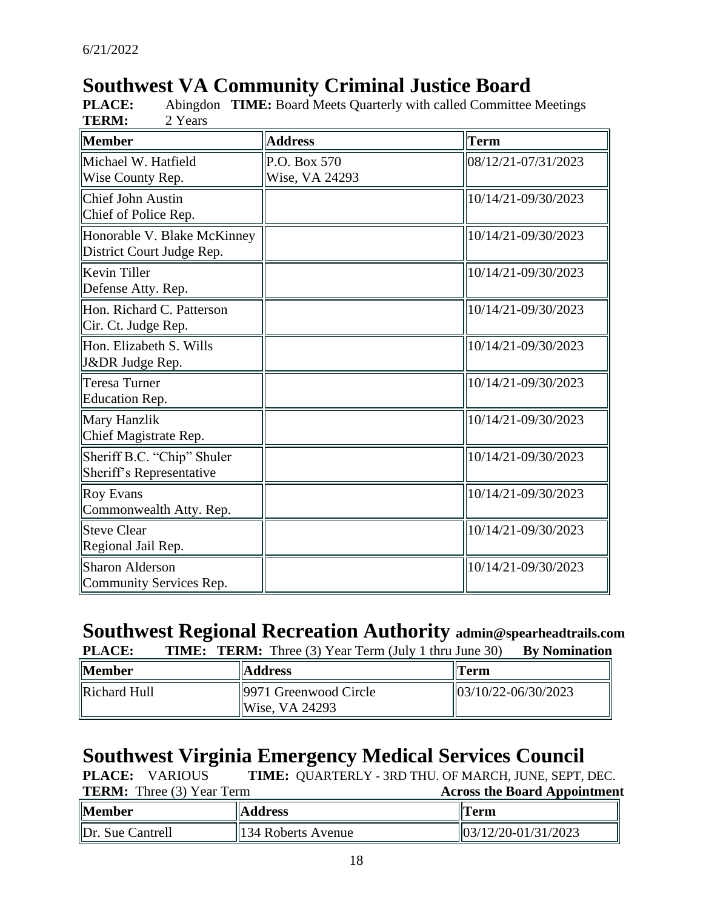6/21/2022

# Southwest VA Community Criminal Justice Board

**PLACE:** Abingdon **TIME:** Board Meets Quarterly with called Committee Meetings
**TERM:** 2 Years

| Member | Address | Term |
|---|---|---|
| Michael W. Hatfield<br>Wise County Rep. | P.O. Box 570<br>Wise, VA 24293 | 08/12/21-07/31/2023 |
| Chief John Austin<br>Chief of Police Rep. | | 10/14/21-09/30/2023 |
| Honorable V. Blake McKinney<br>District Court Judge Rep. | | 10/14/21-09/30/2023 |
| Kevin Tiller<br>Defense Atty. Rep. | | 10/14/21-09/30/2023 |
| Hon. Richard C. Patterson<br>Cir. Ct. Judge Rep. | | 10/14/21-09/30/2023 |
| Hon. Elizabeth S. Wills<br>J&DR Judge Rep. | | 10/14/21-09/30/2023 |
| Teresa Turner<br>Education Rep. | | 10/14/21-09/30/2023 |
| Mary Hanzlik<br>Chief Magistrate Rep. | | 10/14/21-09/30/2023 |
| Sheriff B.C. "Chip" Shuler<br>Sheriff's Representative | | 10/14/21-09/30/2023 |
| Roy Evans<br>Commonwealth Atty. Rep. | | 10/14/21-09/30/2023 |
| Steve Clear<br>Regional Jail Rep. | | 10/14/21-09/30/2023 |
| Sharon Alderson<br>Community Services Rep. | | 10/14/21-09/30/2023 |

# Southwest Regional Recreation Authority admin@spearheadtrails.com

**PLACE:** **TIME:** **TERM:** Three (3) Year Term (July 1 thru June 30) **By Nomination**

| Member | Address | Term |
|---|---|---|
| Richard Hull | 9971 Greenwood Circle<br>Wise, VA 24293 | 03/10/22-06/30/2023 |

# Southwest Virginia Emergency Medical Services Council

**PLACE:** VARIOUS **TIME:** QUARTERLY - 3RD THU. OF MARCH, JUNE, SEPT, DEC.
**TERM:** Three (3) Year Term **Across the Board Appointment**

| Member | Address | Term |
|---|---|---|
| Dr. Sue Cantrell | 134 Roberts Avenue | 03/12/20-01/31/2023 |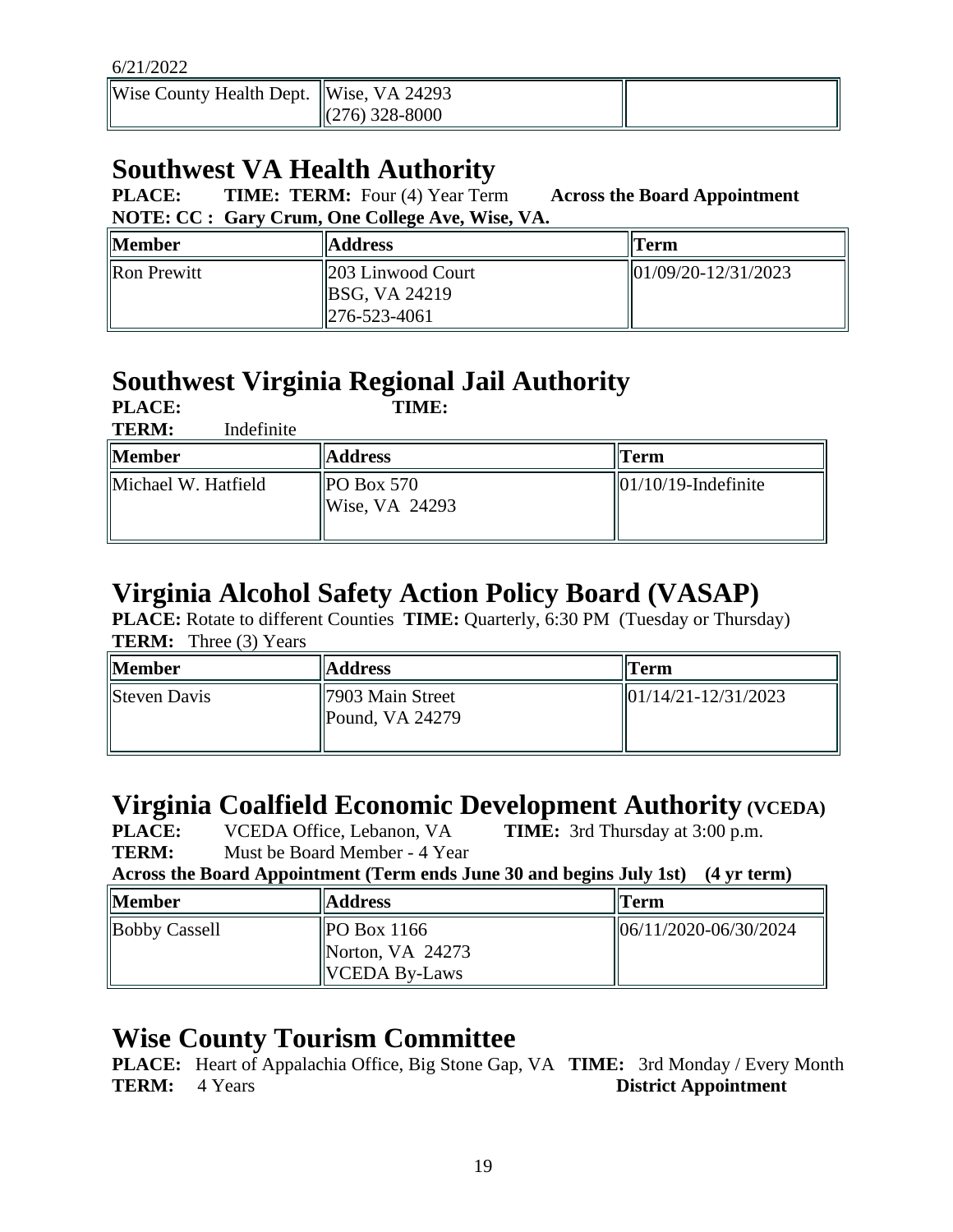| Wise County Health Dept. | Wise, VA 24293<br>(276) 328-8000 | |
|---|---|---|

## Southwest VA Health Authority

**PLACE:** **TIME:** **TERM:** Four (4) Year Term **Across the Board Appointment**
**NOTE: CC : Gary Crum, One College Ave, Wise, VA.**

| Member | Address | Term |
|---|---|---|
| Ron Prewitt | 203 Linwood Court<br>BSG, VA 24219<br>276-523-4061 | 01/09/20-12/31/2023 |

## Southwest Virginia Regional Jail Authority

**PLACE:** **TIME:**
**TERM:** Indefinite

| Member | Address | Term |
|---|---|---|
| Michael W. Hatfield | PO Box 570<br>Wise, VA 24293 | 01/10/19-Indefinite |

## Virginia Alcohol Safety Action Policy Board (VASAP)

**PLACE:** Rotate to different Counties **TIME:** Quarterly, 6:30 PM (Tuesday or Thursday)
**TERM:** Three (3) Years

| Member | Address | Term |
|---|---|---|
| Steven Davis | 7903 Main Street<br>Pound, VA 24279 | 01/14/21-12/31/2023 |

## Virginia Coalfield Economic Development Authority (VCEDA)

**PLACE:** VCEDA Office, Lebanon, VA **TIME:** 3rd Thursday at 3:00 p.m.
**TERM:** Must be Board Member - 4 Year
**Across the Board Appointment (Term ends June 30 and begins July 1st) (4 yr term)**

| Member | Address | Term |
|---|---|---|
| Bobby Cassell | PO Box 1166<br>Norton, VA 24273<br>VCEDA By-Laws | 06/11/2020-06/30/2024 |

## Wise County Tourism Committee

**PLACE:** Heart of Appalachia Office, Big Stone Gap, VA **TIME:** 3rd Monday / Every Month
**TERM:** 4 Years **District Appointment**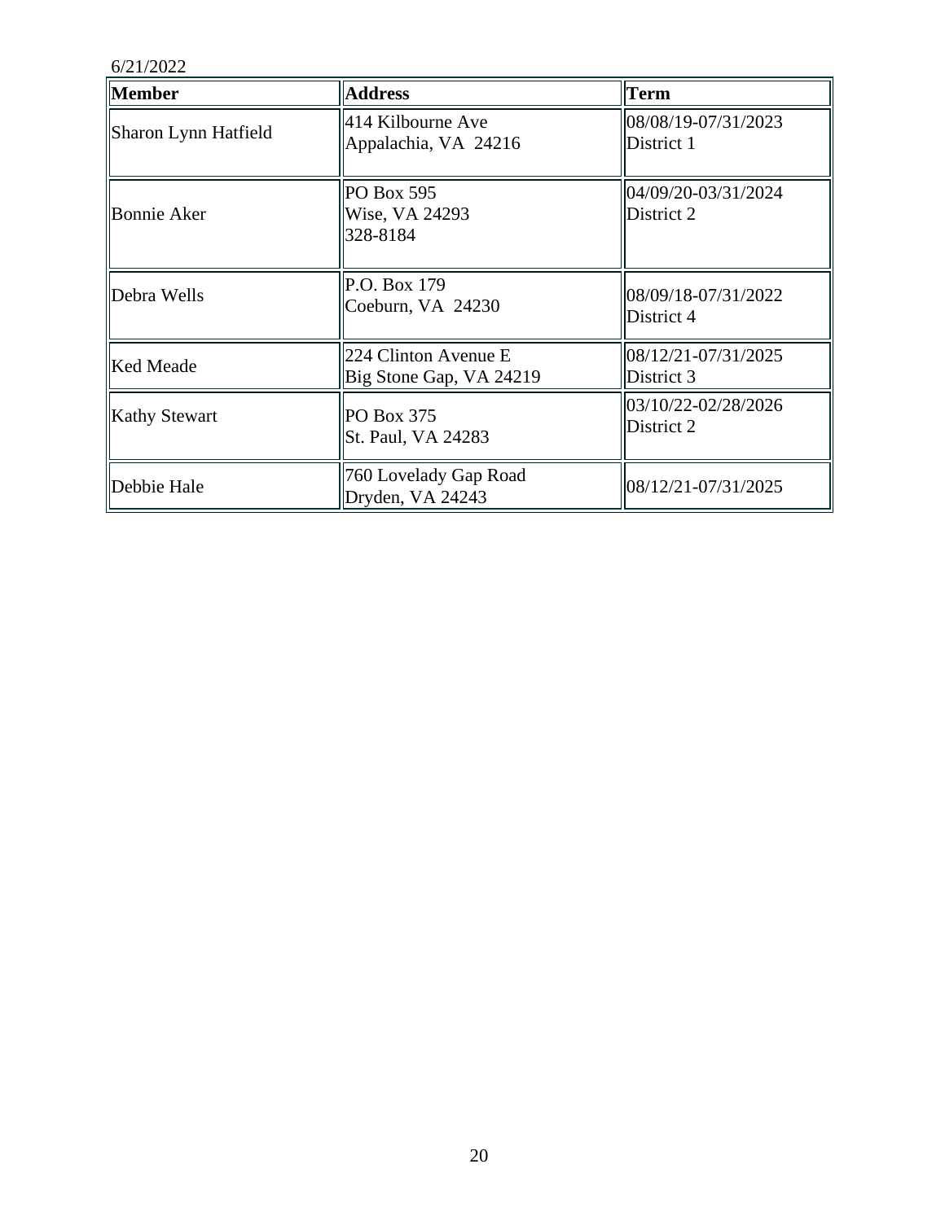6/21/2022

| Member | Address | Term |
| --- | --- | --- |
| Sharon Lynn Hatfield | 414 Kilbourne Ave Appalachia, VA 24216 | 08/08/19-07/31/2023 District 1 |
| Bonnie Aker | PO Box 595 Wise, VA 24293 328-8184 | 04/09/20-03/31/2024 District 2 |
| Debra Wells | P.O. Box 179 Coeburn, VA 24230 | 08/09/18-07/31/2022 District 4 |
| Ked Meade | 224 Clinton Avenue E Big Stone Gap, VA 24219 | 08/12/21-07/31/2025 District 3 |
| Kathy Stewart | PO Box 375 St. Paul, VA 24283 | 03/10/22-02/28/2026 District 2 |
| Debbie Hale | 760 Lovelady Gap Road Dryden, VA 24243 | 08/12/21-07/31/2025 |